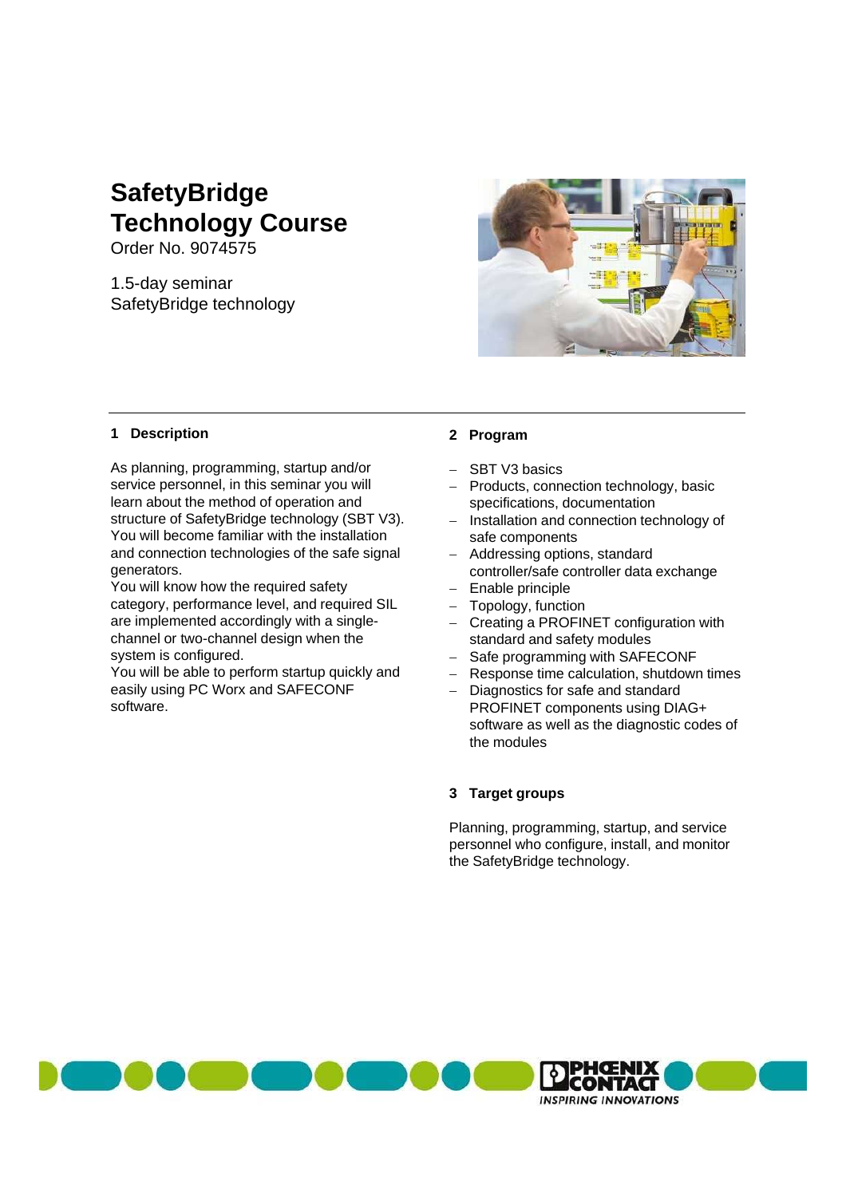# SafetyBridge Technology Course

Order No. 9074575

1.5-day seminar
SafetyBridge technology

## 1 Description

As planning, programming, startup and/or service personnel, in this seminar you will learn about the method of operation and structure of SafetyBridge technology (SBT V3). You will become familiar with the installation and connection technologies of the safe signal generators.
You will know how the required safety category, performance level, and required SIL are implemented accordingly with a single-channel or two-channel design when the system is configured.
You will be able to perform startup quickly and easily using PC Worx and SAFECONF software.

## 2 Program

- SBT V3 basics
- Products, connection technology, basic specifications, documentation
- Installation and connection technology of safe components
- Addressing options, standard controller/safe controller data exchange
- Enable principle
- Topology, function
- Creating a PROFINET configuration with standard and safety modules
- Safe programming with SAFECONF
- Response time calculation, shutdown times
- Diagnostics for safe and standard PROFINET components using DIAG+ software as well as the diagnostic codes of the modules

## 3 Target groups

Planning, programming, startup, and service personnel who configure, install, and monitor the SafetyBridge technology.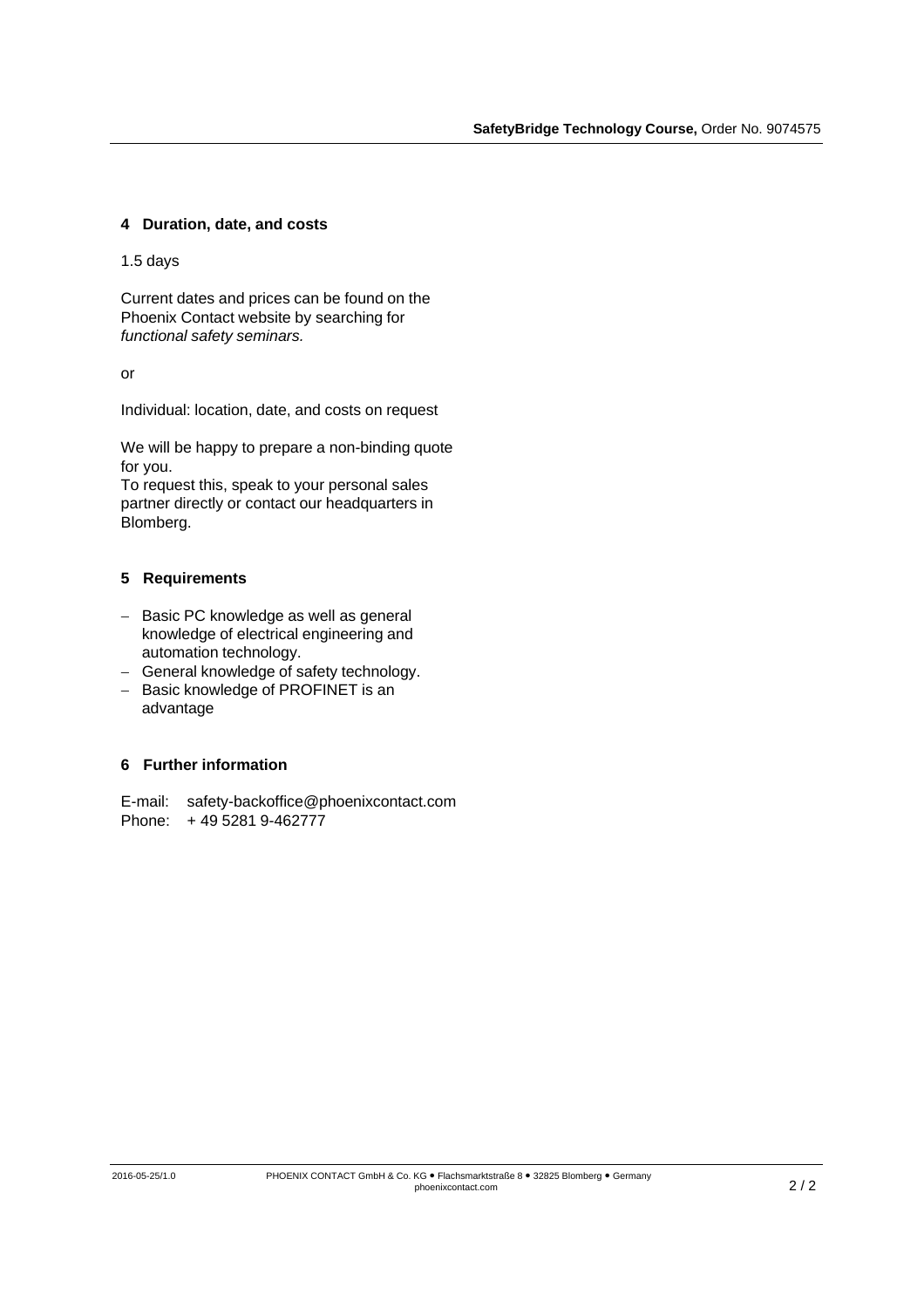## 4 Duration, date, and costs

1.5 days

Current dates and prices can be found on the Phoenix Contact website by searching for *functional safety seminars.*

or

Individual: location, date, and costs on request

We will be happy to prepare a non-binding quote for you.
To request this, speak to your personal sales partner directly or contact our headquarters in Blomberg.

## 5 Requirements

- Basic PC knowledge as well as general knowledge of electrical engineering and automation technology.
- General knowledge of safety technology.
- Basic knowledge of PROFINET is an advantage

## 6 Further information

E-mail: safety-backoffice@phoenixcontact.com
Phone: + 49 5281 9-462777